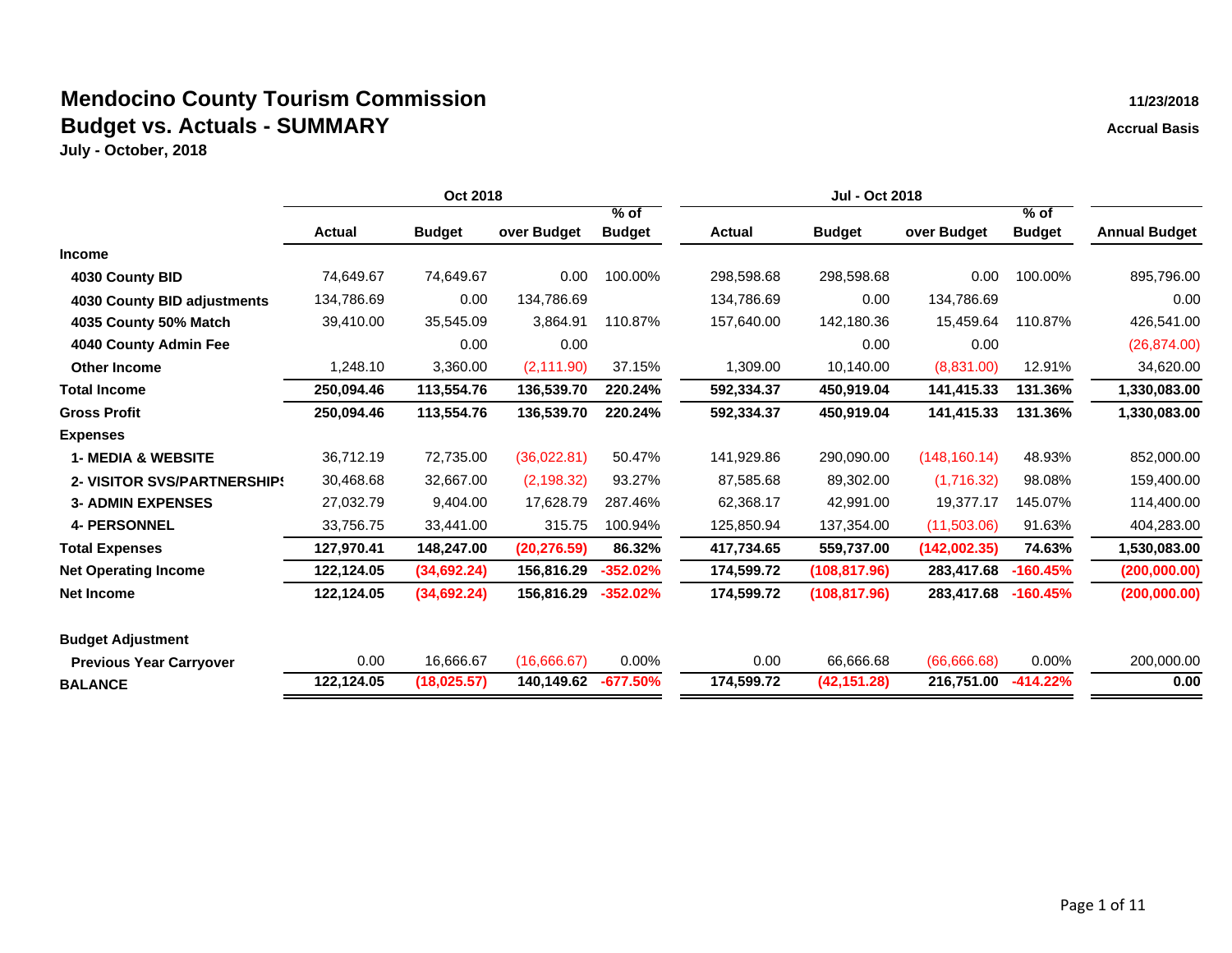# Mendocino County Tourism Commission

## Budget vs. Actuals - SUMMARY

**July - October, 2018**

**11/23/2018**

**Accrual Basis**

| | Oct 2018 | | | | Jul - Oct 2018 | | | | |
|---|---|---|---|---|---|---|---|---|---|
| | **Actual** | **Budget** | **over Budget** | **% of Budget** | **Actual** | **Budget** | **over Budget** | **% of Budget** | **Annual Budget** |
| **Income** | | | | | | | | | |
| **4030 County BID** | 74,649.67 | 74,649.67 | 0.00 | 100.00% | 298,598.68 | 298,598.68 | 0.00 | 100.00% | 895,796.00 |
| **4030 County BID adjustments** | 134,786.69 | 0.00 | 134,786.69 | | 134,786.69 | 0.00 | 134,786.69 | | 0.00 |
| **4035 County 50% Match** | 39,410.00 | 35,545.09 | 3,864.91 | 110.87% | 157,640.00 | 142,180.36 | 15,459.64 | 110.87% | 426,541.00 |
| **4040 County Admin Fee** | | 0.00 | 0.00 | | | 0.00 | 0.00 | | (26,874.00) |
| **Other Income** | 1,248.10 | 3,360.00 | (2,111.90) | 37.15% | 1,309.00 | 10,140.00 | (8,831.00) | 12.91% | 34,620.00 |
| **Total Income** | **250,094.46** | **113,554.76** | **136,539.70** | **220.24%** | **592,334.37** | **450,919.04** | **141,415.33** | **131.36%** | **1,330,083.00** |
| **Gross Profit** | **250,094.46** | **113,554.76** | **136,539.70** | **220.24%** | **592,334.37** | **450,919.04** | **141,415.33** | **131.36%** | **1,330,083.00** |
| **Expenses** | | | | | | | | | |
| **1- MEDIA & WEBSITE** | 36,712.19 | 72,735.00 | (36,022.81) | 50.47% | 141,929.86 | 290,090.00 | (148,160.14) | 48.93% | 852,000.00 |
| **2- VISITOR SVS/PARTNERSHIPS** | 30,468.68 | 32,667.00 | (2,198.32) | 93.27% | 87,585.68 | 89,302.00 | (1,716.32) | 98.08% | 159,400.00 |
| **3- ADMIN EXPENSES** | 27,032.79 | 9,404.00 | 17,628.79 | 287.46% | 62,368.17 | 42,991.00 | 19,377.17 | 145.07% | 114,400.00 |
| **4- PERSONNEL** | 33,756.75 | 33,441.00 | 315.75 | 100.94% | 125,850.94 | 137,354.00 | (11,503.06) | 91.63% | 404,283.00 |
| **Total Expenses** | **127,970.41** | **148,247.00** | **(20,276.59)** | **86.32%** | **417,734.65** | **559,737.00** | **(142,002.35)** | **74.63%** | **1,530,083.00** |
| **Net Operating Income** | **122,124.05** | **(34,692.24)** | **156,816.29** | **-352.02%** | **174,599.72** | **(108,817.96)** | **283,417.68** | **-160.45%** | **(200,000.00)** |
| **Net Income** | **122,124.05** | **(34,692.24)** | **156,816.29** | **-352.02%** | **174,599.72** | **(108,817.96)** | **283,417.68** | **-160.45%** | **(200,000.00)** |
| **Budget Adjustment** | | | | | | | | | |
| **Previous Year Carryover** | 0.00 | 16,666.67 | (16,666.67) | 0.00% | 0.00 | 66,666.68 | (66,666.68) | 0.00% | 200,000.00 |
| **BALANCE** | **122,124.05** | **(18,025.57)** | **140,149.62** | **-677.50%** | **174,599.72** | **(42,151.28)** | **216,751.00** | **-414.22%** | **0.00** |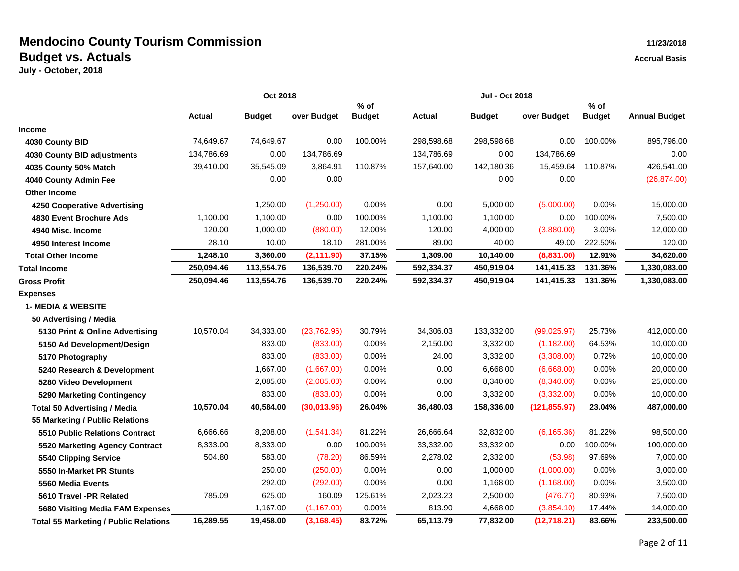# Mendocino County Tourism Commission

## Budget vs. Actuals

**July - October, 2018**

11/23/2018

Accrual Basis

| | Oct 2018 | | | | Jul - Oct 2018 | | | | |
|---|---|---|---|---|---|---|---|---|---|
| | Actual | Budget | over Budget | % of Budget | Actual | Budget | over Budget | % of Budget | Annual Budget |
| **Income** | | | | | | | | | |
| **4030 County BID** | 74,649.67 | 74,649.67 | 0.00 | 100.00% | 298,598.68 | 298,598.68 | 0.00 | 100.00% | 895,796.00 |
| **4030 County BID adjustments** | 134,786.69 | 0.00 | 134,786.69 | | 134,786.69 | 0.00 | 134,786.69 | | 0.00 |
| **4035 County 50% Match** | 39,410.00 | 35,545.09 | 3,864.91 | 110.87% | 157,640.00 | 142,180.36 | 15,459.64 | 110.87% | 426,541.00 |
| **4040 County Admin Fee** | | 0.00 | 0.00 | | | 0.00 | 0.00 | | (26,874.00) |
| **Other Income** | | | | | | | | | |
| **4250 Cooperative Advertising** | | 1,250.00 | (1,250.00) | 0.00% | 0.00 | 5,000.00 | (5,000.00) | 0.00% | 15,000.00 |
| **4830 Event Brochure Ads** | 1,100.00 | 1,100.00 | 0.00 | 100.00% | 1,100.00 | 1,100.00 | 0.00 | 100.00% | 7,500.00 |
| **4940 Misc. Income** | 120.00 | 1,000.00 | (880.00) | 12.00% | 120.00 | 4,000.00 | (3,880.00) | 3.00% | 12,000.00 |
| **4950 Interest Income** | 28.10 | 10.00 | 18.10 | 281.00% | 89.00 | 40.00 | 49.00 | 222.50% | 120.00 |
| **Total Other Income** | **1,248.10** | **3,360.00** | **(2,111.90)** | **37.15%** | **1,309.00** | **10,140.00** | **(8,831.00)** | **12.91%** | **34,620.00** |
| **Total Income** | **250,094.46** | **113,554.76** | **136,539.70** | **220.24%** | **592,334.37** | **450,919.04** | **141,415.33** | **131.36%** | **1,330,083.00** |
| **Gross Profit** | **250,094.46** | **113,554.76** | **136,539.70** | **220.24%** | **592,334.37** | **450,919.04** | **141,415.33** | **131.36%** | **1,330,083.00** |
| **Expenses** | | | | | | | | | |
| **1- MEDIA & WEBSITE** | | | | | | | | | |
| **50 Advertising / Media** | | | | | | | | | |
| **5130 Print & Online Advertising** | 10,570.04 | 34,333.00 | (23,762.96) | 30.79% | 34,306.03 | 133,332.00 | (99,025.97) | 25.73% | 412,000.00 |
| **5150 Ad Development/Design** | | 833.00 | (833.00) | 0.00% | 2,150.00 | 3,332.00 | (1,182.00) | 64.53% | 10,000.00 |
| **5170 Photography** | | 833.00 | (833.00) | 0.00% | 24.00 | 3,332.00 | (3,308.00) | 0.72% | 10,000.00 |
| **5240 Research & Development** | | 1,667.00 | (1,667.00) | 0.00% | 0.00 | 6,668.00 | (6,668.00) | 0.00% | 20,000.00 |
| **5280 Video Development** | | 2,085.00 | (2,085.00) | 0.00% | 0.00 | 8,340.00 | (8,340.00) | 0.00% | 25,000.00 |
| **5290 Marketing Contingency** | | 833.00 | (833.00) | 0.00% | 0.00 | 3,332.00 | (3,332.00) | 0.00% | 10,000.00 |
| **Total 50 Advertising / Media** | **10,570.04** | **40,584.00** | **(30,013.96)** | **26.04%** | **36,480.03** | **158,336.00** | **(121,855.97)** | **23.04%** | **487,000.00** |
| **55 Marketing / Public Relations** | | | | | | | | | |
| **5510 Public Relations Contract** | 6,666.66 | 8,208.00 | (1,541.34) | 81.22% | 26,666.64 | 32,832.00 | (6,165.36) | 81.22% | 98,500.00 |
| **5520 Marketing Agency Contract** | 8,333.00 | 8,333.00 | 0.00 | 100.00% | 33,332.00 | 33,332.00 | 0.00 | 100.00% | 100,000.00 |
| **5540 Clipping Service** | 504.80 | 583.00 | (78.20) | 86.59% | 2,278.02 | 2,332.00 | (53.98) | 97.69% | 7,000.00 |
| **5550 In-Market PR Stunts** | | 250.00 | (250.00) | 0.00% | 0.00 | 1,000.00 | (1,000.00) | 0.00% | 3,000.00 |
| **5560 Media Events** | | 292.00 | (292.00) | 0.00% | 0.00 | 1,168.00 | (1,168.00) | 0.00% | 3,500.00 |
| **5610 Travel -PR Related** | 785.09 | 625.00 | 160.09 | 125.61% | 2,023.23 | 2,500.00 | (476.77) | 80.93% | 7,500.00 |
| **5680 Visiting Media FAM Expenses** | | 1,167.00 | (1,167.00) | 0.00% | 813.90 | 4,668.00 | (3,854.10) | 17.44% | 14,000.00 |
| **Total 55 Marketing / Public Relations** | **16,289.55** | **19,458.00** | **(3,168.45)** | **83.72%** | **65,113.79** | **77,832.00** | **(12,718.21)** | **83.66%** | **233,500.00** |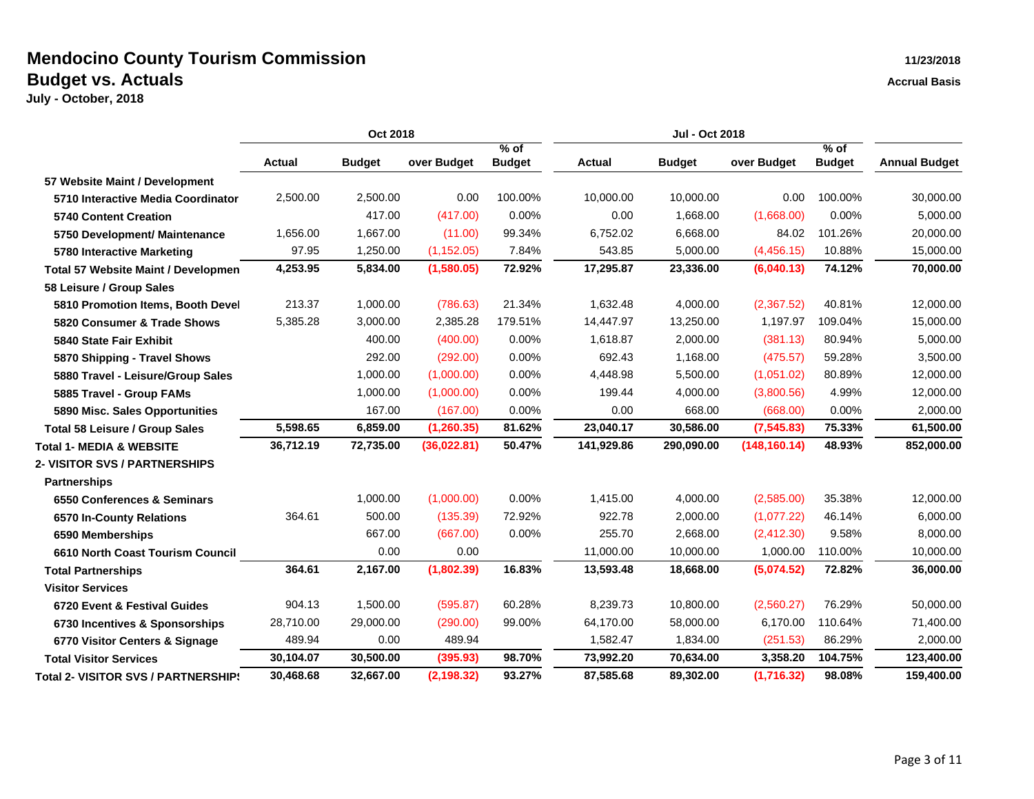# Mendocino County Tourism Commission

## Budget vs. Actuals

**July - October, 2018**

11/23/2018

Accrual Basis

| | Oct 2018 | | | | Jul - Oct 2018 | | | | |
|---|---|---|---|---|---|---|---|---|---|
| | **Actual** | **Budget** | **over Budget** | **% of Budget** | **Actual** | **Budget** | **over Budget** | **% of Budget** | **Annual Budget** |
| **57 Website Maint / Development** | | | | | | | | | |
| **5710 Interactive Media Coordinator** | 2,500.00 | 2,500.00 | 0.00 | 100.00% | 10,000.00 | 10,000.00 | 0.00 | 100.00% | 30,000.00 |
| **5740 Content Creation** | | 417.00 | (417.00) | 0.00% | 0.00 | 1,668.00 | (1,668.00) | 0.00% | 5,000.00 |
| **5750 Development/ Maintenance** | 1,656.00 | 1,667.00 | (11.00) | 99.34% | 6,752.02 | 6,668.00 | 84.02 | 101.26% | 20,000.00 |
| **5780 Interactive Marketing** | 97.95 | 1,250.00 | (1,152.05) | 7.84% | 543.85 | 5,000.00 | (4,456.15) | 10.88% | 15,000.00 |
| **Total 57 Website Maint / Developmen** | **4,253.95** | **5,834.00** | **(1,580.05)** | **72.92%** | **17,295.87** | **23,336.00** | **(6,040.13)** | **74.12%** | **70,000.00** |
| **58 Leisure / Group Sales** | | | | | | | | | |
| **5810 Promotion Items, Booth Devel** | 213.37 | 1,000.00 | (786.63) | 21.34% | 1,632.48 | 4,000.00 | (2,367.52) | 40.81% | 12,000.00 |
| **5820 Consumer & Trade Shows** | 5,385.28 | 3,000.00 | 2,385.28 | 179.51% | 14,447.97 | 13,250.00 | 1,197.97 | 109.04% | 15,000.00 |
| **5840 State Fair Exhibit** | | 400.00 | (400.00) | 0.00% | 1,618.87 | 2,000.00 | (381.13) | 80.94% | 5,000.00 |
| **5870 Shipping - Travel Shows** | | 292.00 | (292.00) | 0.00% | 692.43 | 1,168.00 | (475.57) | 59.28% | 3,500.00 |
| **5880 Travel - Leisure/Group Sales** | | 1,000.00 | (1,000.00) | 0.00% | 4,448.98 | 5,500.00 | (1,051.02) | 80.89% | 12,000.00 |
| **5885 Travel - Group FAMs** | | 1,000.00 | (1,000.00) | 0.00% | 199.44 | 4,000.00 | (3,800.56) | 4.99% | 12,000.00 |
| **5890 Misc. Sales Opportunities** | | 167.00 | (167.00) | 0.00% | 0.00 | 668.00 | (668.00) | 0.00% | 2,000.00 |
| **Total 58 Leisure / Group Sales** | **5,598.65** | **6,859.00** | **(1,260.35)** | **81.62%** | **23,040.17** | **30,586.00** | **(7,545.83)** | **75.33%** | **61,500.00** |
| **Total 1- MEDIA & WEBSITE** | **36,712.19** | **72,735.00** | **(36,022.81)** | **50.47%** | **141,929.86** | **290,090.00** | **(148,160.14)** | **48.93%** | **852,000.00** |
| **2- VISITOR SVS / PARTNERSHIPS** | | | | | | | | | |
| **Partnerships** | | | | | | | | | |
| **6550 Conferences & Seminars** | | 1,000.00 | (1,000.00) | 0.00% | 1,415.00 | 4,000.00 | (2,585.00) | 35.38% | 12,000.00 |
| **6570 In-County Relations** | 364.61 | 500.00 | (135.39) | 72.92% | 922.78 | 2,000.00 | (1,077.22) | 46.14% | 6,000.00 |
| **6590 Memberships** | | 667.00 | (667.00) | 0.00% | 255.70 | 2,668.00 | (2,412.30) | 9.58% | 8,000.00 |
| **6610 North Coast Tourism Council** | | 0.00 | 0.00 | | 11,000.00 | 10,000.00 | 1,000.00 | 110.00% | 10,000.00 |
| **Total Partnerships** | **364.61** | **2,167.00** | **(1,802.39)** | **16.83%** | **13,593.48** | **18,668.00** | **(5,074.52)** | **72.82%** | **36,000.00** |
| **Visitor Services** | | | | | | | | | |
| **6720 Event & Festival Guides** | 904.13 | 1,500.00 | (595.87) | 60.28% | 8,239.73 | 10,800.00 | (2,560.27) | 76.29% | 50,000.00 |
| **6730 Incentives & Sponsorships** | 28,710.00 | 29,000.00 | (290.00) | 99.00% | 64,170.00 | 58,000.00 | 6,170.00 | 110.64% | 71,400.00 |
| **6770 Visitor Centers & Signage** | 489.94 | 0.00 | 489.94 | | 1,582.47 | 1,834.00 | (251.53) | 86.29% | 2,000.00 |
| **Total Visitor Services** | **30,104.07** | **30,500.00** | **(395.93)** | **98.70%** | **73,992.20** | **70,634.00** | **3,358.20** | **104.75%** | **123,400.00** |
| **Total 2- VISITOR SVS / PARTNERSHIPS** | **30,468.68** | **32,667.00** | **(2,198.32)** | **93.27%** | **87,585.68** | **89,302.00** | **(1,716.32)** | **98.08%** | **159,400.00** |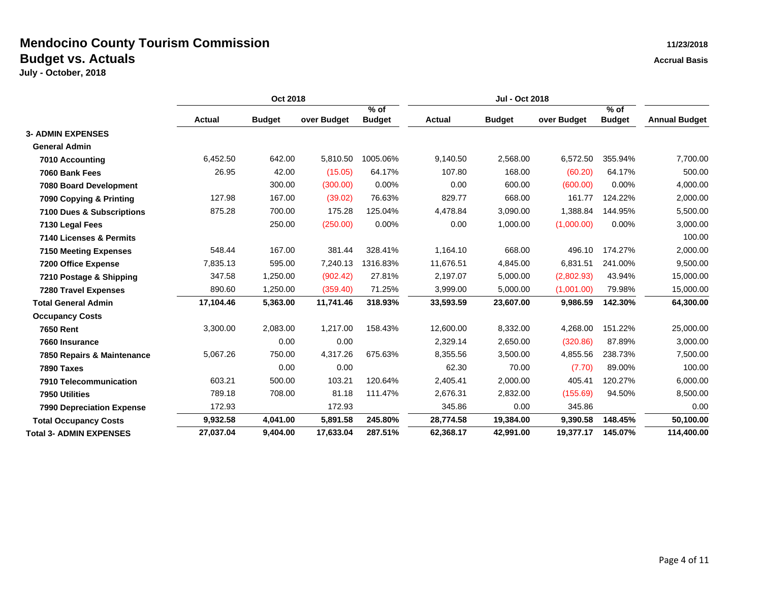# Mendocino County Tourism Commission

## Budget vs. Actuals

**July - October, 2018**

11/23/2018

Accrual Basis

| | Oct 2018 | | | | Jul - Oct 2018 | | | | |
|---|---|---|---|---|---|---|---|---|---|
| | Actual | Budget | over Budget | % of Budget | Actual | Budget | over Budget | % of Budget | Annual Budget |
| **3- ADMIN EXPENSES** | | | | | | | | | |
| **General Admin** | | | | | | | | | |
| **7010 Accounting** | 6,452.50 | 642.00 | 5,810.50 | 1005.06% | 9,140.50 | 2,568.00 | 6,572.50 | 355.94% | 7,700.00 |
| **7060 Bank Fees** | 26.95 | 42.00 | (15.05) | 64.17% | 107.80 | 168.00 | (60.20) | 64.17% | 500.00 |
| **7080 Board Development** | | 300.00 | (300.00) | 0.00% | 0.00 | 600.00 | (600.00) | 0.00% | 4,000.00 |
| **7090 Copying & Printing** | 127.98 | 167.00 | (39.02) | 76.63% | 829.77 | 668.00 | 161.77 | 124.22% | 2,000.00 |
| **7100 Dues & Subscriptions** | 875.28 | 700.00 | 175.28 | 125.04% | 4,478.84 | 3,090.00 | 1,388.84 | 144.95% | 5,500.00 |
| **7130 Legal Fees** | | 250.00 | (250.00) | 0.00% | 0.00 | 1,000.00 | (1,000.00) | 0.00% | 3,000.00 |
| **7140 Licenses & Permits** | | | | | | | | | 100.00 |
| **7150 Meeting Expenses** | 548.44 | 167.00 | 381.44 | 328.41% | 1,164.10 | 668.00 | 496.10 | 174.27% | 2,000.00 |
| **7200 Office Expense** | 7,835.13 | 595.00 | 7,240.13 | 1316.83% | 11,676.51 | 4,845.00 | 6,831.51 | 241.00% | 9,500.00 |
| **7210 Postage & Shipping** | 347.58 | 1,250.00 | (902.42) | 27.81% | 2,197.07 | 5,000.00 | (2,802.93) | 43.94% | 15,000.00 |
| **7280 Travel Expenses** | 890.60 | 1,250.00 | (359.40) | 71.25% | 3,999.00 | 5,000.00 | (1,001.00) | 79.98% | 15,000.00 |
| **Total General Admin** | **17,104.46** | **5,363.00** | **11,741.46** | **318.93%** | **33,593.59** | **23,607.00** | **9,986.59** | **142.30%** | **64,300.00** |
| **Occupancy Costs** | | | | | | | | | |
| **7650 Rent** | 3,300.00 | 2,083.00 | 1,217.00 | 158.43% | 12,600.00 | 8,332.00 | 4,268.00 | 151.22% | 25,000.00 |
| **7660 Insurance** | | 0.00 | 0.00 | | 2,329.14 | 2,650.00 | (320.86) | 87.89% | 3,000.00 |
| **7850 Repairs & Maintenance** | 5,067.26 | 750.00 | 4,317.26 | 675.63% | 8,355.56 | 3,500.00 | 4,855.56 | 238.73% | 7,500.00 |
| **7890 Taxes** | | 0.00 | 0.00 | | 62.30 | 70.00 | (7.70) | 89.00% | 100.00 |
| **7910 Telecommunication** | 603.21 | 500.00 | 103.21 | 120.64% | 2,405.41 | 2,000.00 | 405.41 | 120.27% | 6,000.00 |
| **7950 Utilities** | 789.18 | 708.00 | 81.18 | 111.47% | 2,676.31 | 2,832.00 | (155.69) | 94.50% | 8,500.00 |
| **7990 Depreciation Expense** | 172.93 | | 172.93 | | 345.86 | 0.00 | 345.86 | | 0.00 |
| **Total Occupancy Costs** | **9,932.58** | **4,041.00** | **5,891.58** | **245.80%** | **28,774.58** | **19,384.00** | **9,390.58** | **148.45%** | **50,100.00** |
| **Total 3- ADMIN EXPENSES** | **27,037.04** | **9,404.00** | **17,633.04** | **287.51%** | **62,368.17** | **42,991.00** | **19,377.17** | **145.07%** | **114,400.00** |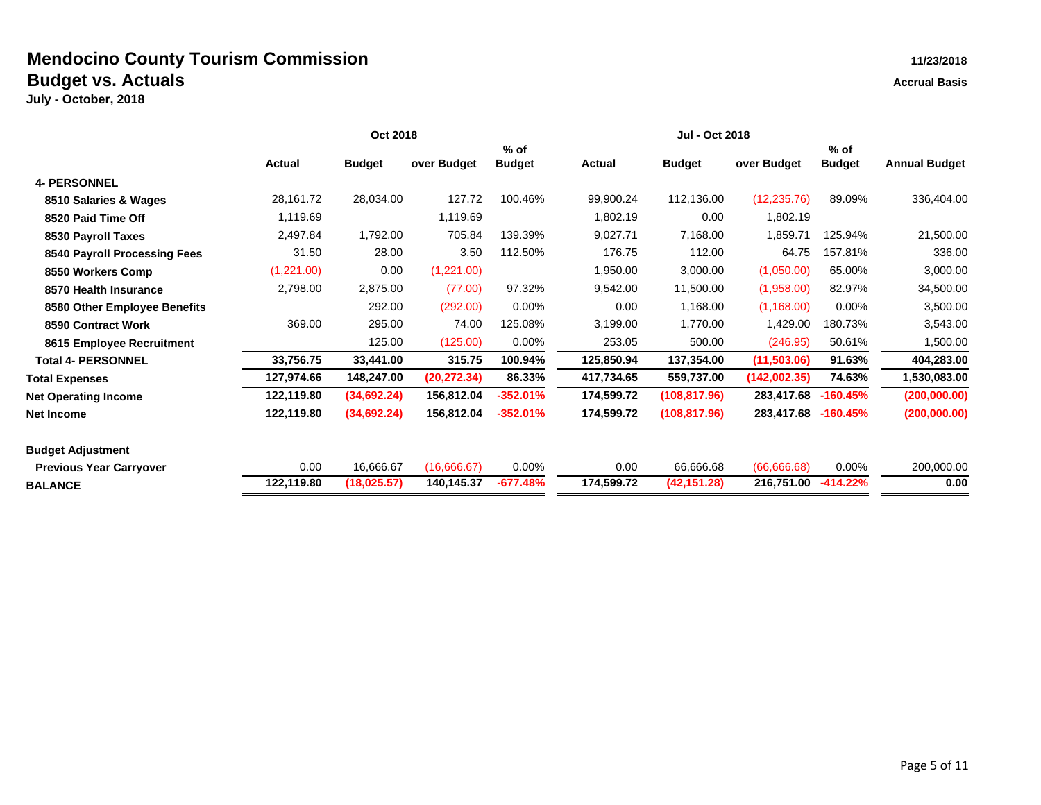# Mendocino County Tourism Commission

## Budget vs. Actuals

**July - October, 2018**

11/23/2018

Accrual Basis

| | Oct 2018 | | | | Jul - Oct 2018 | | | | |
|---|---|---|---|---|---|---|---|---|---|
| | Actual | Budget | over Budget | % of Budget | Actual | Budget | over Budget | % of Budget | Annual Budget |
| **4- PERSONNEL** | | | | | | | | | |
| **8510 Salaries & Wages** | 28,161.72 | 28,034.00 | 127.72 | 100.46% | 99,900.24 | 112,136.00 | (12,235.76) | 89.09% | 336,404.00 |
| **8520 Paid Time Off** | 1,119.69 | | 1,119.69 | | 1,802.19 | 0.00 | 1,802.19 | | |
| **8530 Payroll Taxes** | 2,497.84 | 1,792.00 | 705.84 | 139.39% | 9,027.71 | 7,168.00 | 1,859.71 | 125.94% | 21,500.00 |
| **8540 Payroll Processing Fees** | 31.50 | 28.00 | 3.50 | 112.50% | 176.75 | 112.00 | 64.75 | 157.81% | 336.00 |
| **8550 Workers Comp** | (1,221.00) | 0.00 | (1,221.00) | | 1,950.00 | 3,000.00 | (1,050.00) | 65.00% | 3,000.00 |
| **8570 Health Insurance** | 2,798.00 | 2,875.00 | (77.00) | 97.32% | 9,542.00 | 11,500.00 | (1,958.00) | 82.97% | 34,500.00 |
| **8580 Other Employee Benefits** | | 292.00 | (292.00) | 0.00% | 0.00 | 1,168.00 | (1,168.00) | 0.00% | 3,500.00 |
| **8590 Contract Work** | 369.00 | 295.00 | 74.00 | 125.08% | 3,199.00 | 1,770.00 | 1,429.00 | 180.73% | 3,543.00 |
| **8615 Employee Recruitment** | | 125.00 | (125.00) | 0.00% | 253.05 | 500.00 | (246.95) | 50.61% | 1,500.00 |
| **Total 4- PERSONNEL** | **33,756.75** | **33,441.00** | **315.75** | **100.94%** | **125,850.94** | **137,354.00** | **(11,503.06)** | **91.63%** | **404,283.00** |
| **Total Expenses** | **127,974.66** | **148,247.00** | **(20,272.34)** | **86.33%** | **417,734.65** | **559,737.00** | **(142,002.35)** | **74.63%** | **1,530,083.00** |
| **Net Operating Income** | **122,119.80** | **(34,692.24)** | **156,812.04** | **-352.01%** | **174,599.72** | **(108,817.96)** | **283,417.68** | **-160.45%** | **(200,000.00)** |
| **Net Income** | **122,119.80** | **(34,692.24)** | **156,812.04** | **-352.01%** | **174,599.72** | **(108,817.96)** | **283,417.68** | **-160.45%** | **(200,000.00)** |
| **Budget Adjustment** | | | | | | | | | |
| **Previous Year Carryover** | 0.00 | 16,666.67 | (16,666.67) | 0.00% | 0.00 | 66,666.68 | (66,666.68) | 0.00% | 200,000.00 |
| **BALANCE** | **122,119.80** | **(18,025.57)** | **140,145.37** | **-677.48%** | **174,599.72** | **(42,151.28)** | **216,751.00** | **-414.22%** | **0.00** |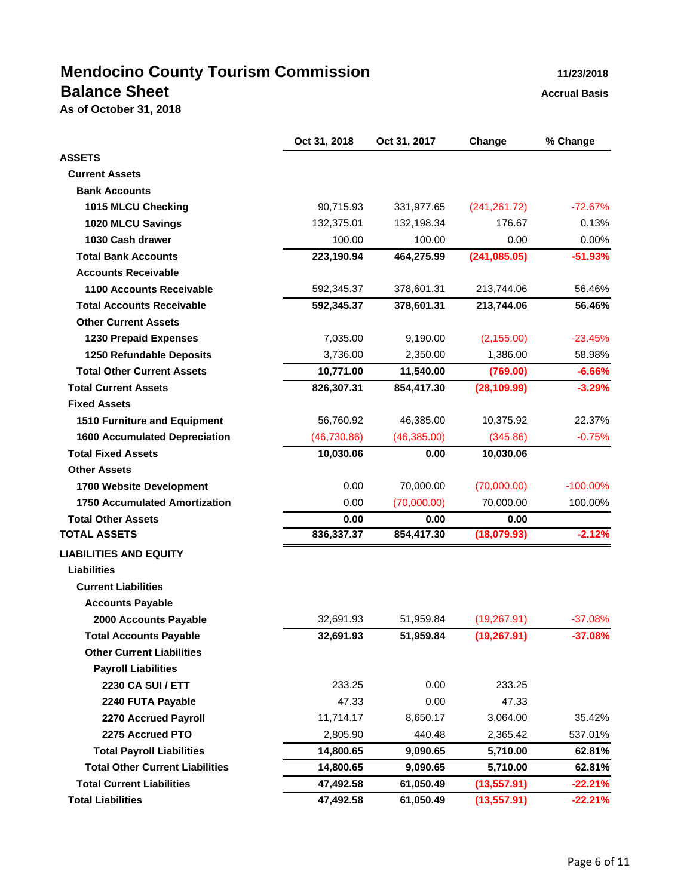# Mendocino County Tourism Commission

## Balance Sheet

**As of October 31, 2018**

11/23/2018

Accrual Basis

| | Oct 31, 2018 | Oct 31, 2017 | Change | % Change |
|---|---|---|---|---|
| **ASSETS** | | | | |
| **Current Assets** | | | | |
| **Bank Accounts** | | | | |
| **1015 MLCU Checking** | 90,715.93 | 331,977.65 | (241,261.72) | -72.67% |
| **1020 MLCU Savings** | 132,375.01 | 132,198.34 | 176.67 | 0.13% |
| **1030 Cash drawer** | 100.00 | 100.00 | 0.00 | 0.00% |
| **Total Bank Accounts** | **223,190.94** | **464,275.99** | **(241,085.05)** | **-51.93%** |
| **Accounts Receivable** | | | | |
| **1100 Accounts Receivable** | 592,345.37 | 378,601.31 | 213,744.06 | 56.46% |
| **Total Accounts Receivable** | **592,345.37** | **378,601.31** | **213,744.06** | **56.46%** |
| **Other Current Assets** | | | | |
| **1230 Prepaid Expenses** | 7,035.00 | 9,190.00 | (2,155.00) | -23.45% |
| **1250 Refundable Deposits** | 3,736.00 | 2,350.00 | 1,386.00 | 58.98% |
| **Total Other Current Assets** | **10,771.00** | **11,540.00** | **(769.00)** | **-6.66%** |
| **Total Current Assets** | **826,307.31** | **854,417.30** | **(28,109.99)** | **-3.29%** |
| **Fixed Assets** | | | | |
| **1510 Furniture and Equipment** | 56,760.92 | 46,385.00 | 10,375.92 | 22.37% |
| **1600 Accumulated Depreciation** | (46,730.86) | (46,385.00) | (345.86) | -0.75% |
| **Total Fixed Assets** | **10,030.06** | **0.00** | **10,030.06** | |
| **Other Assets** | | | | |
| **1700 Website Development** | 0.00 | 70,000.00 | (70,000.00) | -100.00% |
| **1750 Accumulated Amortization** | 0.00 | (70,000.00) | 70,000.00 | 100.00% |
| **Total Other Assets** | **0.00** | **0.00** | **0.00** | |
| **TOTAL ASSETS** | **836,337.37** | **854,417.30** | **(18,079.93)** | **-2.12%** |
| **LIABILITIES AND EQUITY** | | | | |
| **Liabilities** | | | | |
| **Current Liabilities** | | | | |
| **Accounts Payable** | | | | |
| **2000 Accounts Payable** | 32,691.93 | 51,959.84 | (19,267.91) | -37.08% |
| **Total Accounts Payable** | **32,691.93** | **51,959.84** | **(19,267.91)** | **-37.08%** |
| **Other Current Liabilities** | | | | |
| **Payroll Liabilities** | | | | |
| **2230 CA SUI / ETT** | 233.25 | 0.00 | 233.25 | |
| **2240 FUTA Payable** | 47.33 | 0.00 | 47.33 | |
| **2270 Accrued Payroll** | 11,714.17 | 8,650.17 | 3,064.00 | 35.42% |
| **2275 Accrued PTO** | 2,805.90 | 440.48 | 2,365.42 | 537.01% |
| **Total Payroll Liabilities** | **14,800.65** | **9,090.65** | **5,710.00** | **62.81%** |
| **Total Other Current Liabilities** | **14,800.65** | **9,090.65** | **5,710.00** | **62.81%** |
| **Total Current Liabilities** | **47,492.58** | **61,050.49** | **(13,557.91)** | **-22.21%** |
| **Total Liabilities** | **47,492.58** | **61,050.49** | **(13,557.91)** | **-22.21%** |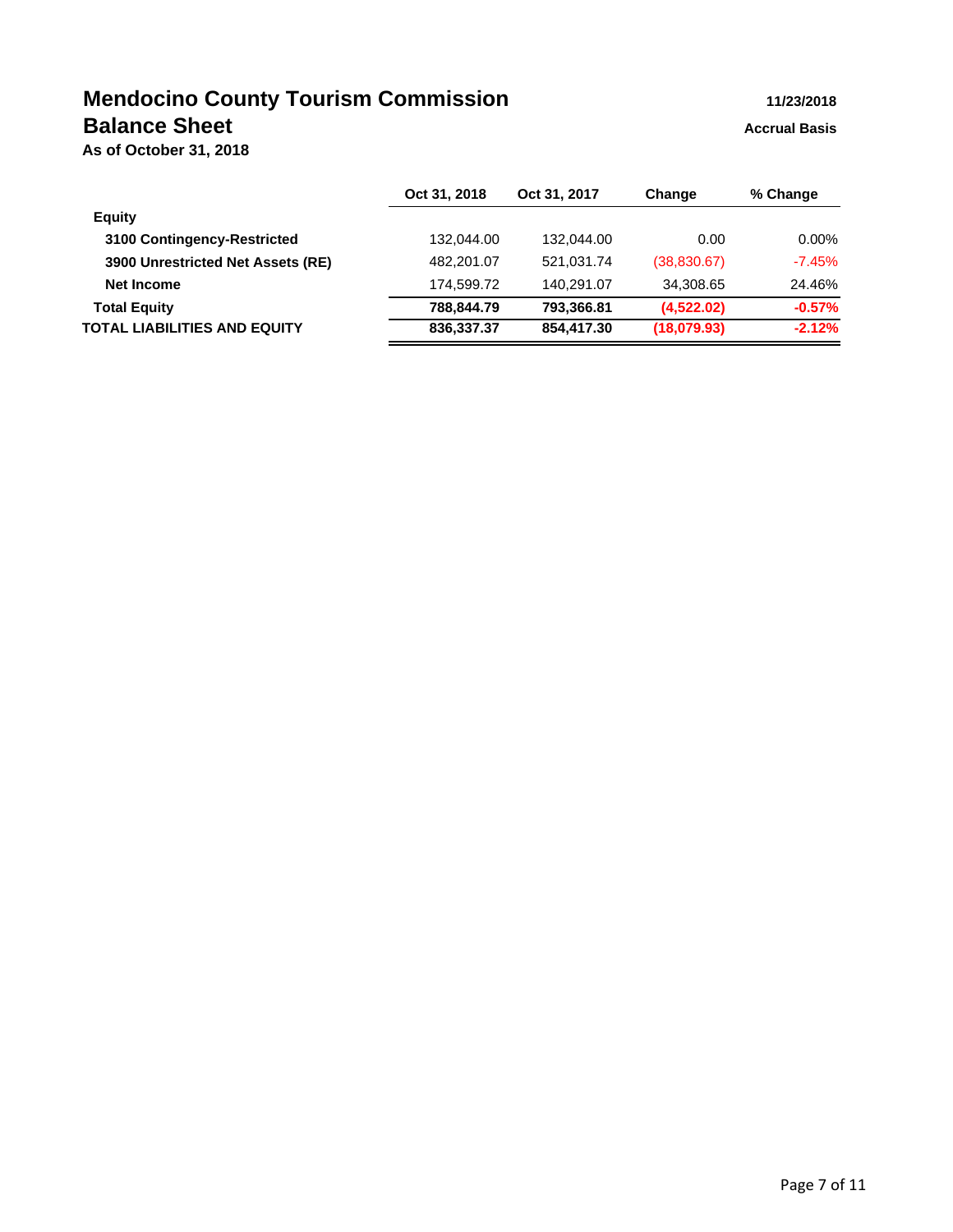# Mendocino County Tourism Commission

## Balance Sheet

**As of October 31, 2018**

11/23/2018

Accrual Basis

| | Oct 31, 2018 | Oct 31, 2017 | Change | % Change |
|---|---|---|---|---|
| **Equity** | | | | |
| **3100 Contingency-Restricted** | 132,044.00 | 132,044.00 | 0.00 | 0.00% |
| **3900 Unrestricted Net Assets (RE)** | 482,201.07 | 521,031.74 | (38,830.67) | -7.45% |
| **Net Income** | 174,599.72 | 140,291.07 | 34,308.65 | 24.46% |
| **Total Equity** | **788,844.79** | **793,366.81** | **(4,522.02)** | **-0.57%** |
| **TOTAL LIABILITIES AND EQUITY** | **836,337.37** | **854,417.30** | **(18,079.93)** | **-2.12%** |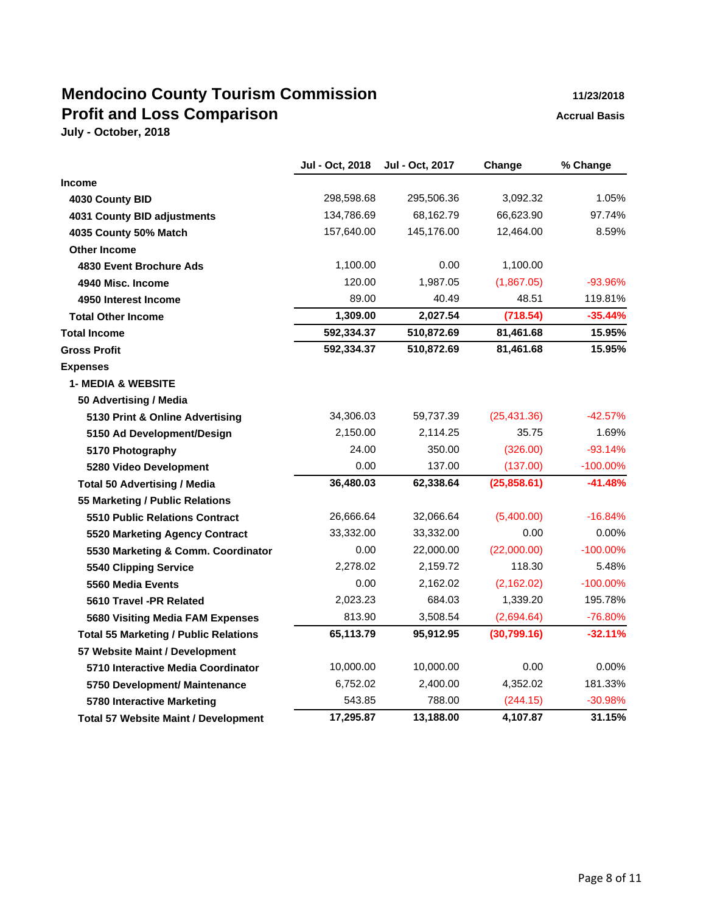# Mendocino County Tourism Commission

## Profit and Loss Comparison

**July - October, 2018**

**11/23/2018**

**Accrual Basis**

| | Jul - Oct, 2018 | Jul - Oct, 2017 | Change | % Change |
|---|---|---|---|---|
| **Income** | | | | |
| **4030 County BID** | 298,598.68 | 295,506.36 | 3,092.32 | 1.05% |
| **4031 County BID adjustments** | 134,786.69 | 68,162.79 | 66,623.90 | 97.74% |
| **4035 County 50% Match** | 157,640.00 | 145,176.00 | 12,464.00 | 8.59% |
| **Other Income** | | | | |
| **4830 Event Brochure Ads** | 1,100.00 | 0.00 | 1,100.00 | |
| **4940 Misc. Income** | 120.00 | 1,987.05 | (1,867.05) | -93.96% |
| **4950 Interest Income** | 89.00 | 40.49 | 48.51 | 119.81% |
| **Total Other Income** | **1,309.00** | **2,027.54** | **(718.54)** | **-35.44%** |
| **Total Income** | **592,334.37** | **510,872.69** | **81,461.68** | **15.95%** |
| **Gross Profit** | **592,334.37** | **510,872.69** | **81,461.68** | **15.95%** |
| **Expenses** | | | | |
| **1- MEDIA & WEBSITE** | | | | |
| **50 Advertising / Media** | | | | |
| **5130 Print & Online Advertising** | 34,306.03 | 59,737.39 | (25,431.36) | -42.57% |
| **5150 Ad Development/Design** | 2,150.00 | 2,114.25 | 35.75 | 1.69% |
| **5170 Photography** | 24.00 | 350.00 | (326.00) | -93.14% |
| **5280 Video Development** | 0.00 | 137.00 | (137.00) | -100.00% |
| **Total 50 Advertising / Media** | **36,480.03** | **62,338.64** | **(25,858.61)** | **-41.48%** |
| **55 Marketing / Public Relations** | | | | |
| **5510 Public Relations Contract** | 26,666.64 | 32,066.64 | (5,400.00) | -16.84% |
| **5520 Marketing Agency Contract** | 33,332.00 | 33,332.00 | 0.00 | 0.00% |
| **5530 Marketing & Comm. Coordinator** | 0.00 | 22,000.00 | (22,000.00) | -100.00% |
| **5540 Clipping Service** | 2,278.02 | 2,159.72 | 118.30 | 5.48% |
| **5560 Media Events** | 0.00 | 2,162.02 | (2,162.02) | -100.00% |
| **5610 Travel -PR Related** | 2,023.23 | 684.03 | 1,339.20 | 195.78% |
| **5680 Visiting Media FAM Expenses** | 813.90 | 3,508.54 | (2,694.64) | -76.80% |
| **Total 55 Marketing / Public Relations** | **65,113.79** | **95,912.95** | **(30,799.16)** | **-32.11%** |
| **57 Website Maint / Development** | | | | |
| **5710 Interactive Media Coordinator** | 10,000.00 | 10,000.00 | 0.00 | 0.00% |
| **5750 Development/ Maintenance** | 6,752.02 | 2,400.00 | 4,352.02 | 181.33% |
| **5780 Interactive Marketing** | 543.85 | 788.00 | (244.15) | -30.98% |
| **Total 57 Website Maint / Development** | **17,295.87** | **13,188.00** | **4,107.87** | **31.15%** |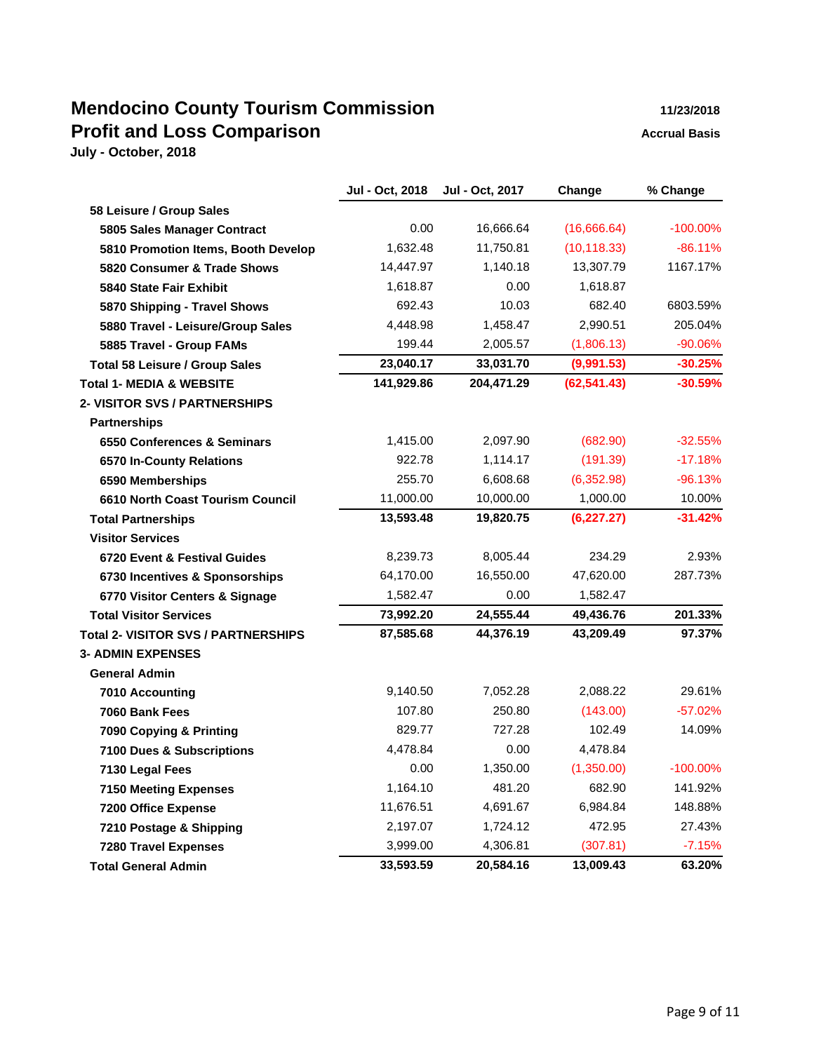# Mendocino County Tourism Commission

## Profit and Loss Comparison

**July - October, 2018**

11/23/2018

Accrual Basis

| | Jul - Oct, 2018 | Jul - Oct, 2017 | Change | % Change |
|---|---|---|---|---|
| **58 Leisure / Group Sales** | | | | |
| **5805 Sales Manager Contract** | 0.00 | 16,666.64 | (16,666.64) | -100.00% |
| **5810 Promotion Items, Booth Develop** | 1,632.48 | 11,750.81 | (10,118.33) | -86.11% |
| **5820 Consumer & Trade Shows** | 14,447.97 | 1,140.18 | 13,307.79 | 1167.17% |
| **5840 State Fair Exhibit** | 1,618.87 | 0.00 | 1,618.87 | |
| **5870 Shipping - Travel Shows** | 692.43 | 10.03 | 682.40 | 6803.59% |
| **5880 Travel - Leisure/Group Sales** | 4,448.98 | 1,458.47 | 2,990.51 | 205.04% |
| **5885 Travel - Group FAMs** | 199.44 | 2,005.57 | (1,806.13) | -90.06% |
| **Total 58 Leisure / Group Sales** | **23,040.17** | **33,031.70** | **(9,991.53)** | **-30.25%** |
| **Total 1- MEDIA & WEBSITE** | **141,929.86** | **204,471.29** | **(62,541.43)** | **-30.59%** |
| **2- VISITOR SVS / PARTNERSHIPS** | | | | |
| **Partnerships** | | | | |
| **6550 Conferences & Seminars** | 1,415.00 | 2,097.90 | (682.90) | -32.55% |
| **6570 In-County Relations** | 922.78 | 1,114.17 | (191.39) | -17.18% |
| **6590 Memberships** | 255.70 | 6,608.68 | (6,352.98) | -96.13% |
| **6610 North Coast Tourism Council** | 11,000.00 | 10,000.00 | 1,000.00 | 10.00% |
| **Total Partnerships** | **13,593.48** | **19,820.75** | **(6,227.27)** | **-31.42%** |
| **Visitor Services** | | | | |
| **6720 Event & Festival Guides** | 8,239.73 | 8,005.44 | 234.29 | 2.93% |
| **6730 Incentives & Sponsorships** | 64,170.00 | 16,550.00 | 47,620.00 | 287.73% |
| **6770 Visitor Centers & Signage** | 1,582.47 | 0.00 | 1,582.47 | |
| **Total Visitor Services** | **73,992.20** | **24,555.44** | **49,436.76** | **201.33%** |
| **Total 2- VISITOR SVS / PARTNERSHIPS** | **87,585.68** | **44,376.19** | **43,209.49** | **97.37%** |
| **3- ADMIN EXPENSES** | | | | |
| **General Admin** | | | | |
| **7010 Accounting** | 9,140.50 | 7,052.28 | 2,088.22 | 29.61% |
| **7060 Bank Fees** | 107.80 | 250.80 | (143.00) | -57.02% |
| **7090 Copying & Printing** | 829.77 | 727.28 | 102.49 | 14.09% |
| **7100 Dues & Subscriptions** | 4,478.84 | 0.00 | 4,478.84 | |
| **7130 Legal Fees** | 0.00 | 1,350.00 | (1,350.00) | -100.00% |
| **7150 Meeting Expenses** | 1,164.10 | 481.20 | 682.90 | 141.92% |
| **7200 Office Expense** | 11,676.51 | 4,691.67 | 6,984.84 | 148.88% |
| **7210 Postage & Shipping** | 2,197.07 | 1,724.12 | 472.95 | 27.43% |
| **7280 Travel Expenses** | 3,999.00 | 4,306.81 | (307.81) | -7.15% |
| **Total General Admin** | **33,593.59** | **20,584.16** | **13,009.43** | **63.20%** |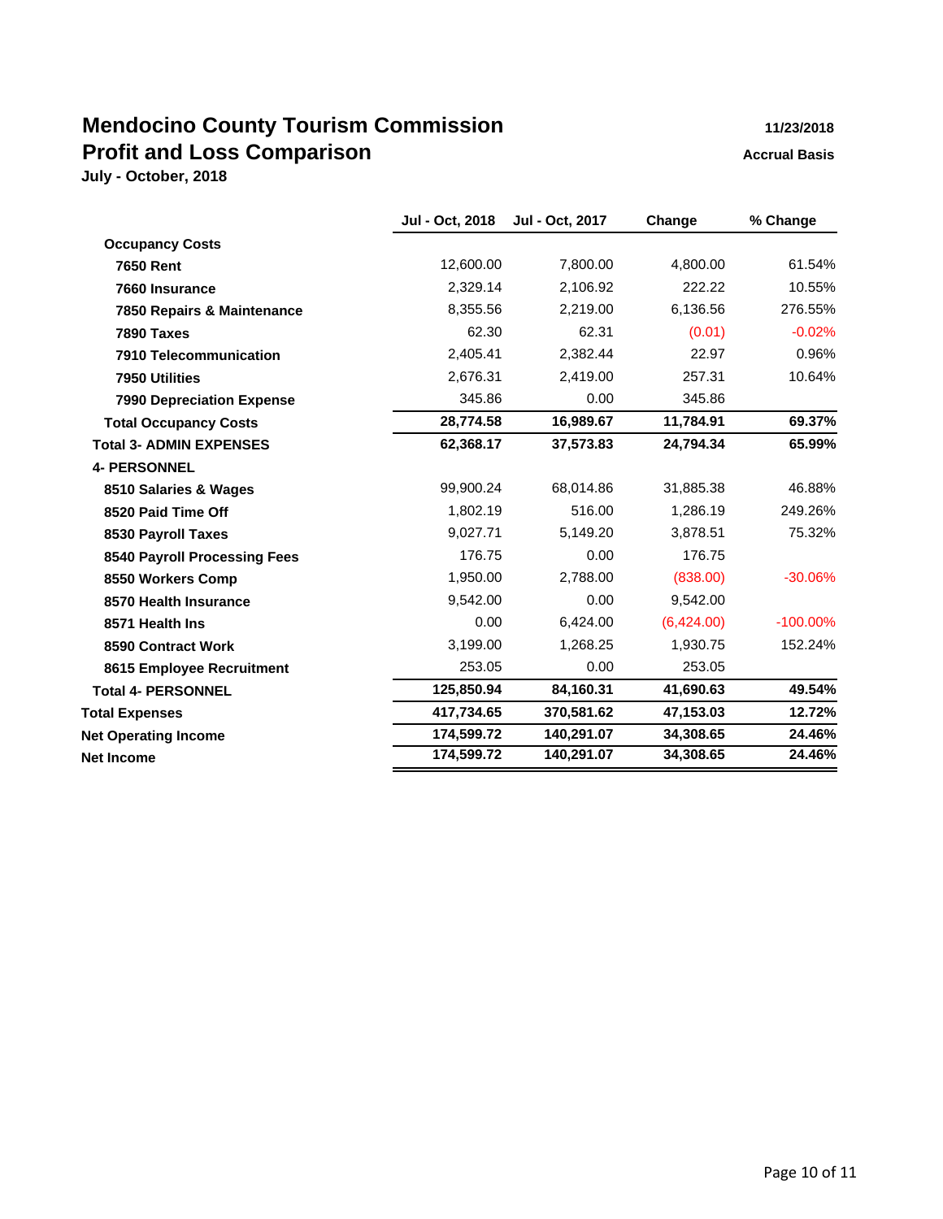# Mendocino County Tourism Commission

## Profit and Loss Comparison

**July - October, 2018**

**11/23/2018**

**Accrual Basis**

| | Jul - Oct, 2018 | Jul - Oct, 2017 | Change | % Change |
|---|---|---|---|---|
| **Occupancy Costs** | | | | |
| **7650 Rent** | 12,600.00 | 7,800.00 | 4,800.00 | 61.54% |
| **7660 Insurance** | 2,329.14 | 2,106.92 | 222.22 | 10.55% |
| **7850 Repairs & Maintenance** | 8,355.56 | 2,219.00 | 6,136.56 | 276.55% |
| **7890 Taxes** | 62.30 | 62.31 | (0.01) | -0.02% |
| **7910 Telecommunication** | 2,405.41 | 2,382.44 | 22.97 | 0.96% |
| **7950 Utilities** | 2,676.31 | 2,419.00 | 257.31 | 10.64% |
| **7990 Depreciation Expense** | 345.86 | 0.00 | 345.86 | |
| **Total Occupancy Costs** | **28,774.58** | **16,989.67** | **11,784.91** | **69.37%** |
| **Total 3- ADMIN EXPENSES** | **62,368.17** | **37,573.83** | **24,794.34** | **65.99%** |
| **4- PERSONNEL** | | | | |
| **8510 Salaries & Wages** | 99,900.24 | 68,014.86 | 31,885.38 | 46.88% |
| **8520 Paid Time Off** | 1,802.19 | 516.00 | 1,286.19 | 249.26% |
| **8530 Payroll Taxes** | 9,027.71 | 5,149.20 | 3,878.51 | 75.32% |
| **8540 Payroll Processing Fees** | 176.75 | 0.00 | 176.75 | |
| **8550 Workers Comp** | 1,950.00 | 2,788.00 | (838.00) | -30.06% |
| **8570 Health Insurance** | 9,542.00 | 0.00 | 9,542.00 | |
| **8571 Health Ins** | 0.00 | 6,424.00 | (6,424.00) | -100.00% |
| **8590 Contract Work** | 3,199.00 | 1,268.25 | 1,930.75 | 152.24% |
| **8615 Employee Recruitment** | 253.05 | 0.00 | 253.05 | |
| **Total 4- PERSONNEL** | **125,850.94** | **84,160.31** | **41,690.63** | **49.54%** |
| **Total Expenses** | **417,734.65** | **370,581.62** | **47,153.03** | **12.72%** |
| **Net Operating Income** | **174,599.72** | **140,291.07** | **34,308.65** | **24.46%** |
| **Net Income** | **174,599.72** | **140,291.07** | **34,308.65** | **24.46%** |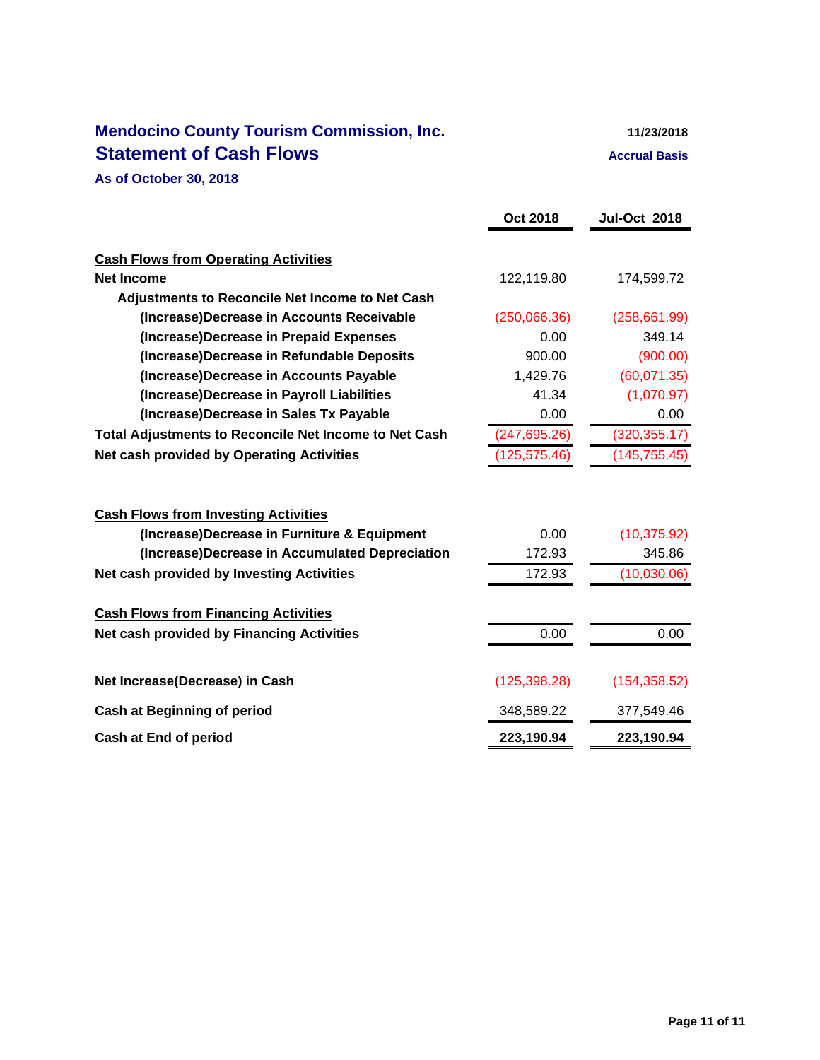# Mendocino County Tourism Commission, Inc.

## Statement of Cash Flows

**As of October 30, 2018**

11/23/2018

Accrual Basis

| | Oct 2018 | Jul-Oct 2018 |
|---|---|---|
| **Cash Flows from Operating Activities** | | |
| **Net Income** | 122,119.80 | 174,599.72 |
| **Adjustments to Reconcile Net Income to Net Cash** | | |
| (Increase)Decrease in Accounts Receivable | (250,066.36) | (258,661.99) |
| (Increase)Decrease in Prepaid Expenses | 0.00 | 349.14 |
| (Increase)Decrease in Refundable Deposits | 900.00 | (900.00) |
| (Increase)Decrease in Accounts Payable | 1,429.76 | (60,071.35) |
| (Increase)Decrease in Payroll Liabilities | 41.34 | (1,070.97) |
| (Increase)Decrease in Sales Tx Payable | 0.00 | 0.00 |
| **Total Adjustments to Reconcile Net Income to Net Cash** | (247,695.26) | (320,355.17) |
| **Net cash provided by Operating Activities** | (125,575.46) | (145,755.45) |
| **Cash Flows from Investing Activities** | | |
| (Increase)Decrease in Furniture & Equipment | 0.00 | (10,375.92) |
| (Increase)Decrease in Accumulated Depreciation | 172.93 | 345.86 |
| **Net cash provided by Investing Activities** | 172.93 | (10,030.06) |
| **Cash Flows from Financing Activities** | | |
| **Net cash provided by Financing Activities** | 0.00 | 0.00 |
| **Net Increase(Decrease) in Cash** | (125,398.28) | (154,358.52) |
| **Cash at Beginning of period** | 348,589.22 | 377,549.46 |
| **Cash at End of period** | **223,190.94** | **223,190.94** |